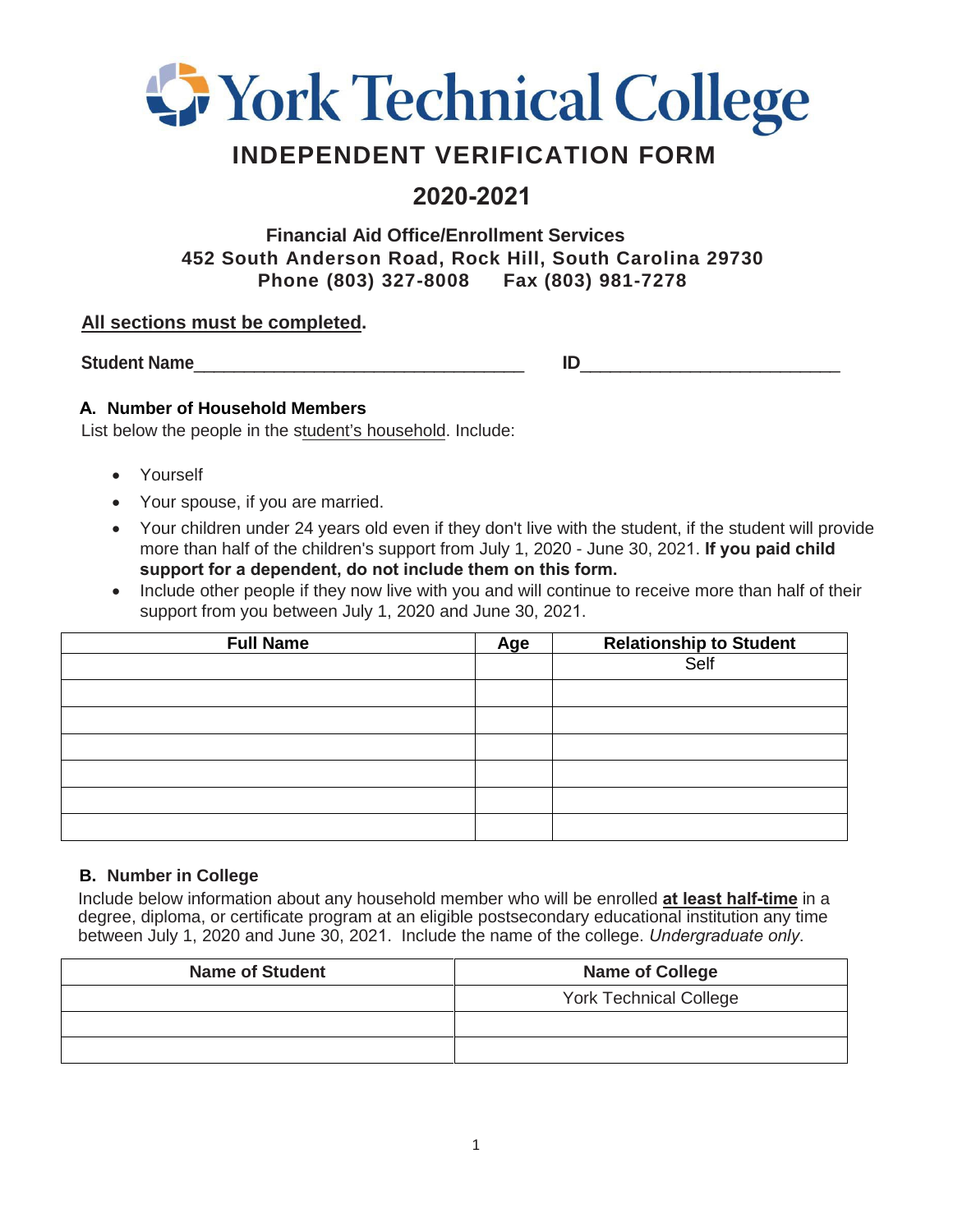# York Technical College

## INDEPENDENT VERIFICATION FORM

## 2020-2021

**Financial Aid Office/Enrollment Services**
**452 South Anderson Road, Rock Hill, South Carolina 29730**
**Phone (803) 327-8008 Fax (803) 981-7278**

**All sections must be completed.**

**Student Name**\_\_\_\_\_\_\_\_\_\_\_\_\_\_\_\_\_\_\_\_\_\_\_\_\_\_\_\_\_\_\_\_\_\_ **ID**\_\_\_\_\_\_\_\_\_\_\_\_\_\_\_\_\_\_\_\_\_\_\_\_\_\_\_

### A. Number of Household Members

List below the people in the student's household. Include:

- Yourself
- Your spouse, if you are married.
- Your children under 24 years old even if they don't live with the student, if the student will provide more than half of the children's support from July 1, 2020 - June 30, 2021. **If you paid child support for a dependent, do not include them on this form.**
- Include other people if they now live with you and will continue to receive more than half of their support from you between July 1, 2020 and June 30, 2021.

| Full Name | Age | Relationship to Student |
|---|---|---|
| | | Self |
| | | |
| | | |
| | | |
| | | |
| | | |
| | | |

### B. Number in College

Include below information about any household member who will be enrolled **at least half-time** in a degree, diploma, or certificate program at an eligible postsecondary educational institution any time between July 1, 2020 and June 30, 2021. Include the name of the college. *Undergraduate only*.

| Name of Student | Name of College |
|---|---|
| | York Technical College |
| | |
| | |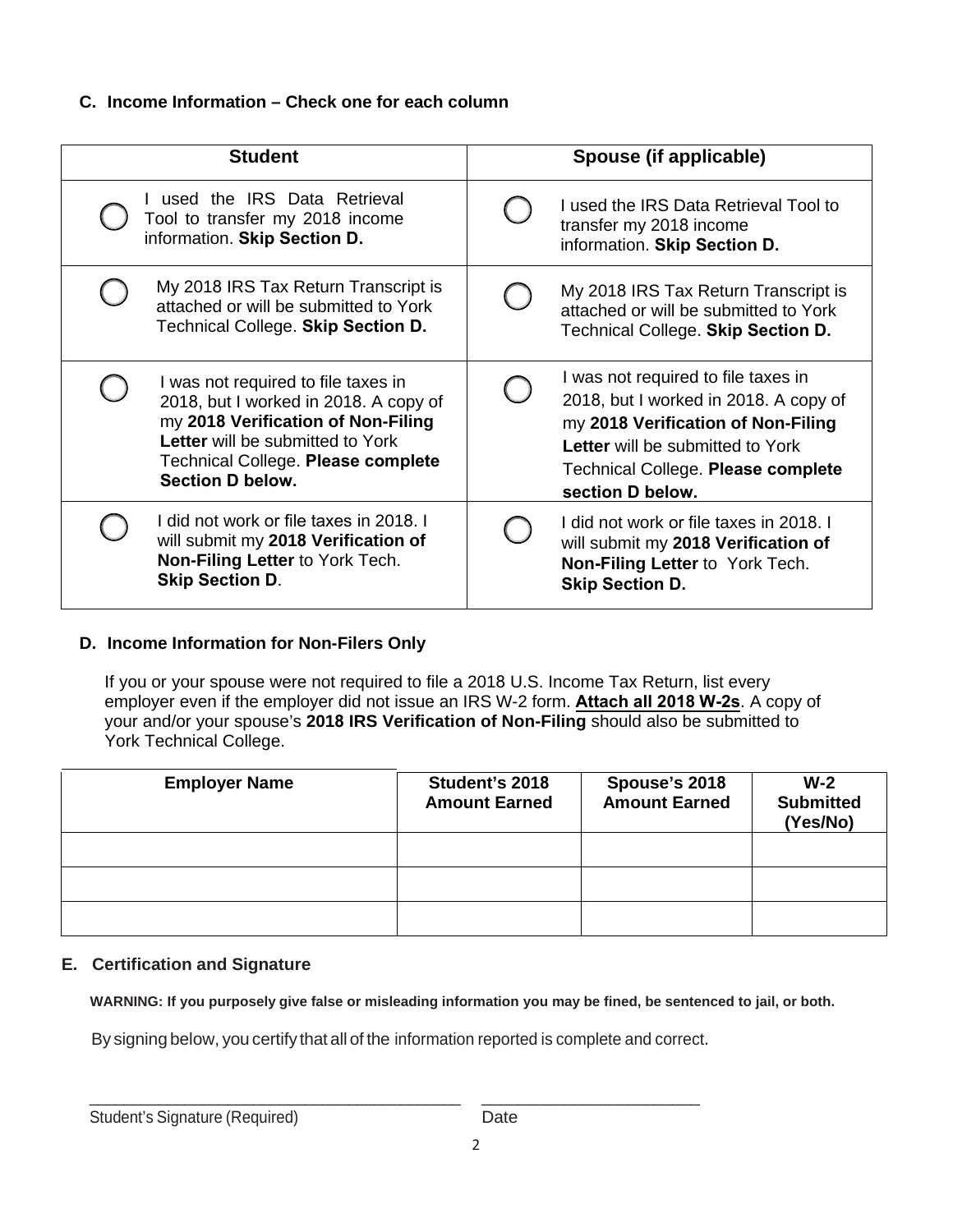### C. Income Information – Check one for each column

| Student | | Spouse (if applicable) | |
|---|---|---|---|
| ◯ | I used the IRS Data Retrieval Tool to transfer my 2018 income information. **Skip Section D.** | ◯ | I used the IRS Data Retrieval Tool to transfer my 2018 income information. **Skip Section D.** |
| ◯ | My 2018 IRS Tax Return Transcript is attached or will be submitted to York Technical College. **Skip Section D.** | ◯ | My 2018 IRS Tax Return Transcript is attached or will be submitted to York Technical College. **Skip Section D.** |
| ◯ | I was not required to file taxes in 2018, but I worked in 2018. A copy of my **2018 Verification of Non-Filing Letter** will be submitted to York Technical College. **Please complete Section D below.** | ◯ | I was not required to file taxes in 2018, but I worked in 2018. A copy of my **2018 Verification of Non-Filing Letter** will be submitted to York Technical College. **Please complete section D below.** |
| ◯ | I did not work or file taxes in 2018. I will submit my **2018 Verification of Non-Filing Letter** to York Tech. **Skip Section D**. | ◯ | I did not work or file taxes in 2018. I will submit my **2018 Verification of Non-Filing Letter** to York Tech. **Skip Section D.** |

### D. Income Information for Non-Filers Only

If you or your spouse were not required to file a 2018 U.S. Income Tax Return, list every employer even if the employer did not issue an IRS W-2 form. **Attach all 2018 W-2s**. A copy of your and/or your spouse's **2018 IRS Verification of Non-Filing** should also be submitted to York Technical College.

| Employer Name | Student's 2018 Amount Earned | Spouse's 2018 Amount Earned | W-2 Submitted (Yes/No) |
|---|---|---|---|
| | | | |
| | | | |
| | | | |

### E. Certification and Signature

**WARNING: If you purposely give false or misleading information you may be fined, be sentenced to jail, or both.**

By signing below, you certify that all of the information reported is complete and correct.

_____________________________________________ &nbsp;&nbsp;&nbsp; _________________________

Student's Signature (Required) &nbsp;&nbsp;&nbsp; Date